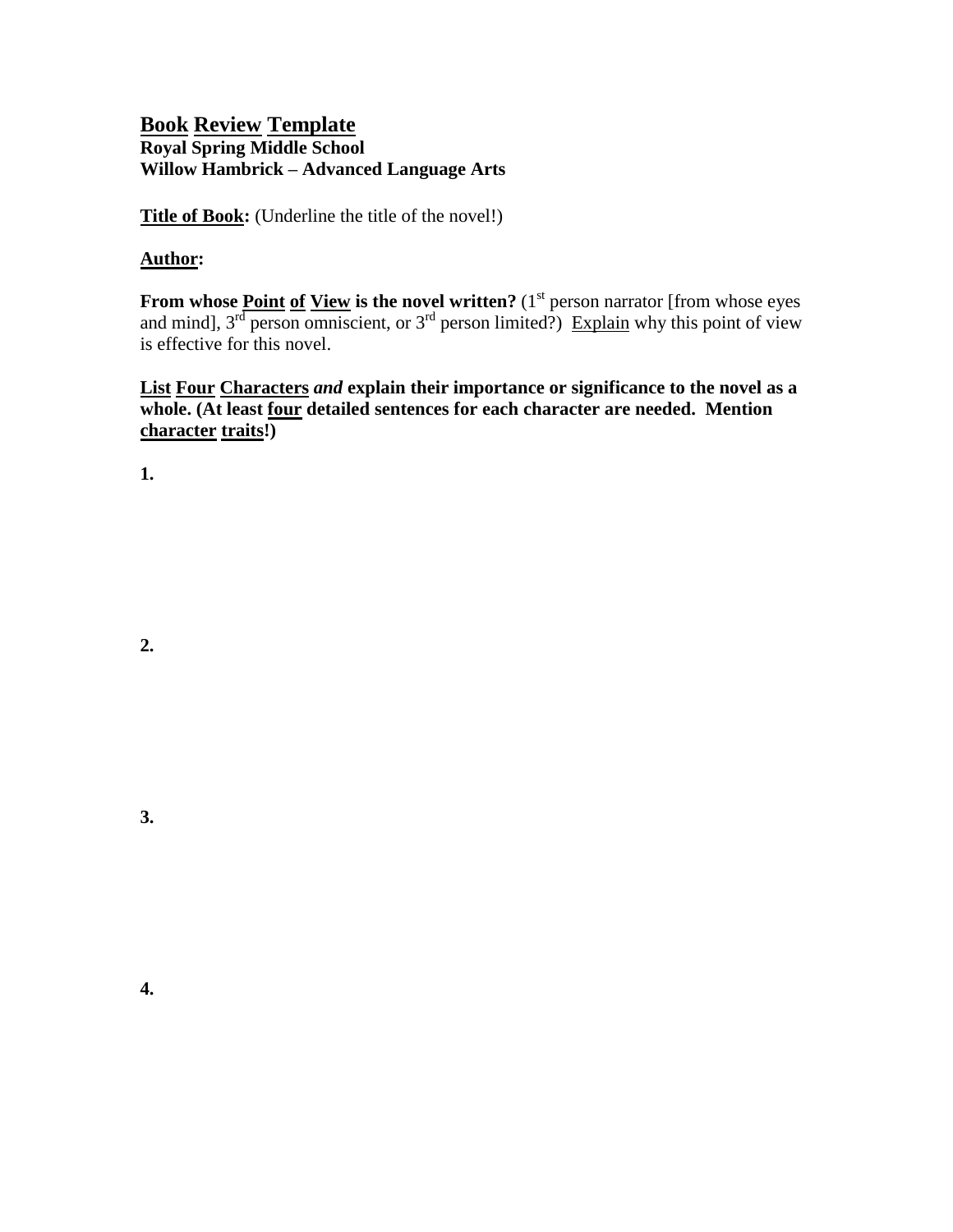# Book Review Template

**Royal Spring Middle School**
**Willow Hambrick – Advanced Language Arts**

**Title of Book:** (Underline the title of the novel!)

**Author:**

**From whose Point of View is the novel written?** (1st person narrator [from whose eyes and mind], 3rd person omniscient, or 3rd person limited?) Explain why this point of view is effective for this novel.

**List Four Characters *and* explain their importance or significance to the novel as a whole. (At least four detailed sentences for each character are needed. Mention character traits!)**

**1.**

**2.**

**3.**

**4.**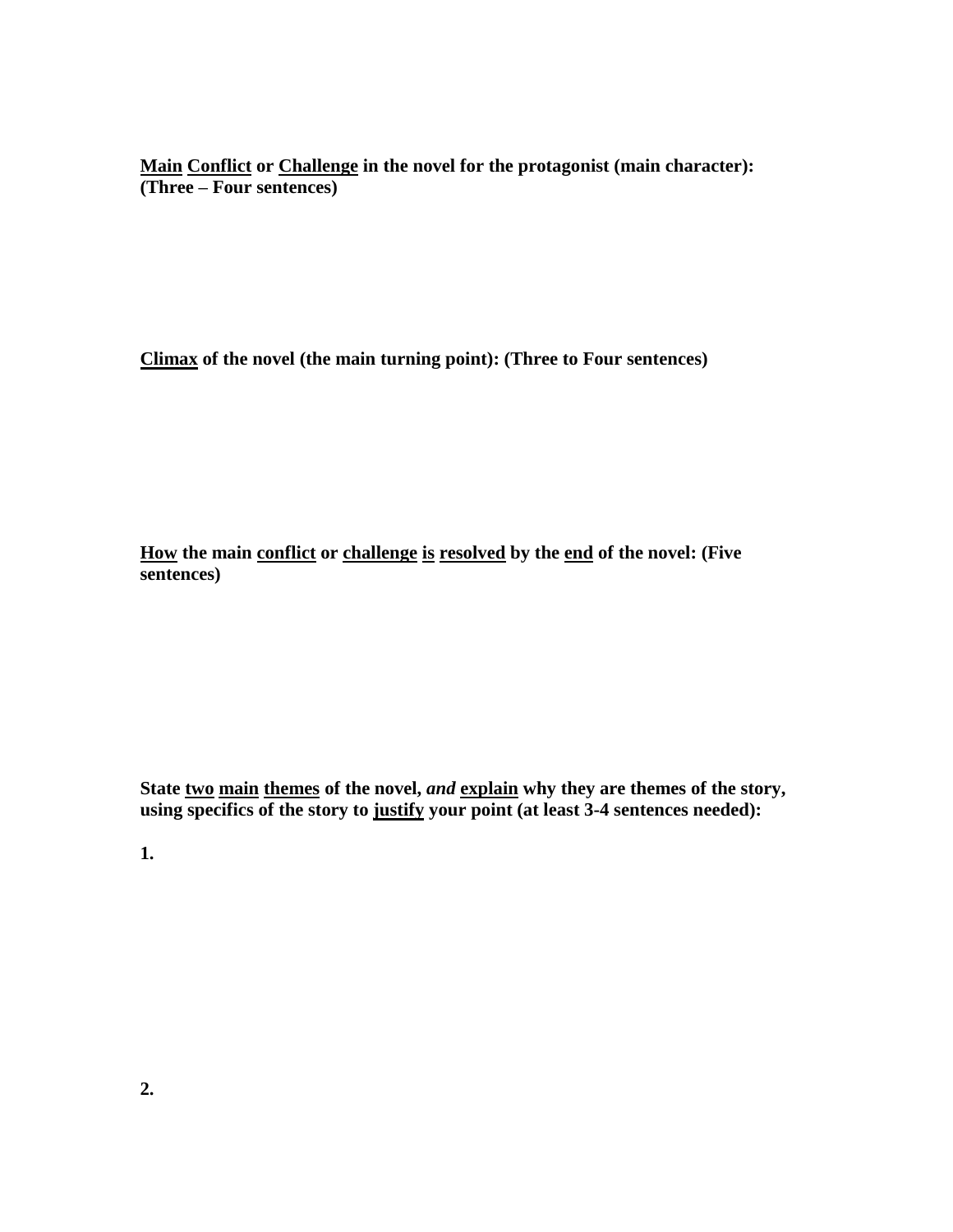**<u>Main</u> <u>Conflict</u> or <u>Challenge</u> in the novel for the protagonist (main character): (Three – Four sentences)**

**<u>Climax</u> of the novel (the main turning point): (Three to Four sentences)**

**<u>How</u> the main <u>conflict</u> or <u>challenge</u> <u>is</u> <u>resolved</u> by the <u>end</u> of the novel: (Five sentences)**

**State <u>two</u> <u>main</u> <u>themes</u> of the novel, *and* <u>explain</u> why they are themes of the story, using specifics of the story to <u>justify</u> your point (at least 3-4 sentences needed):**

**1.**

**2.**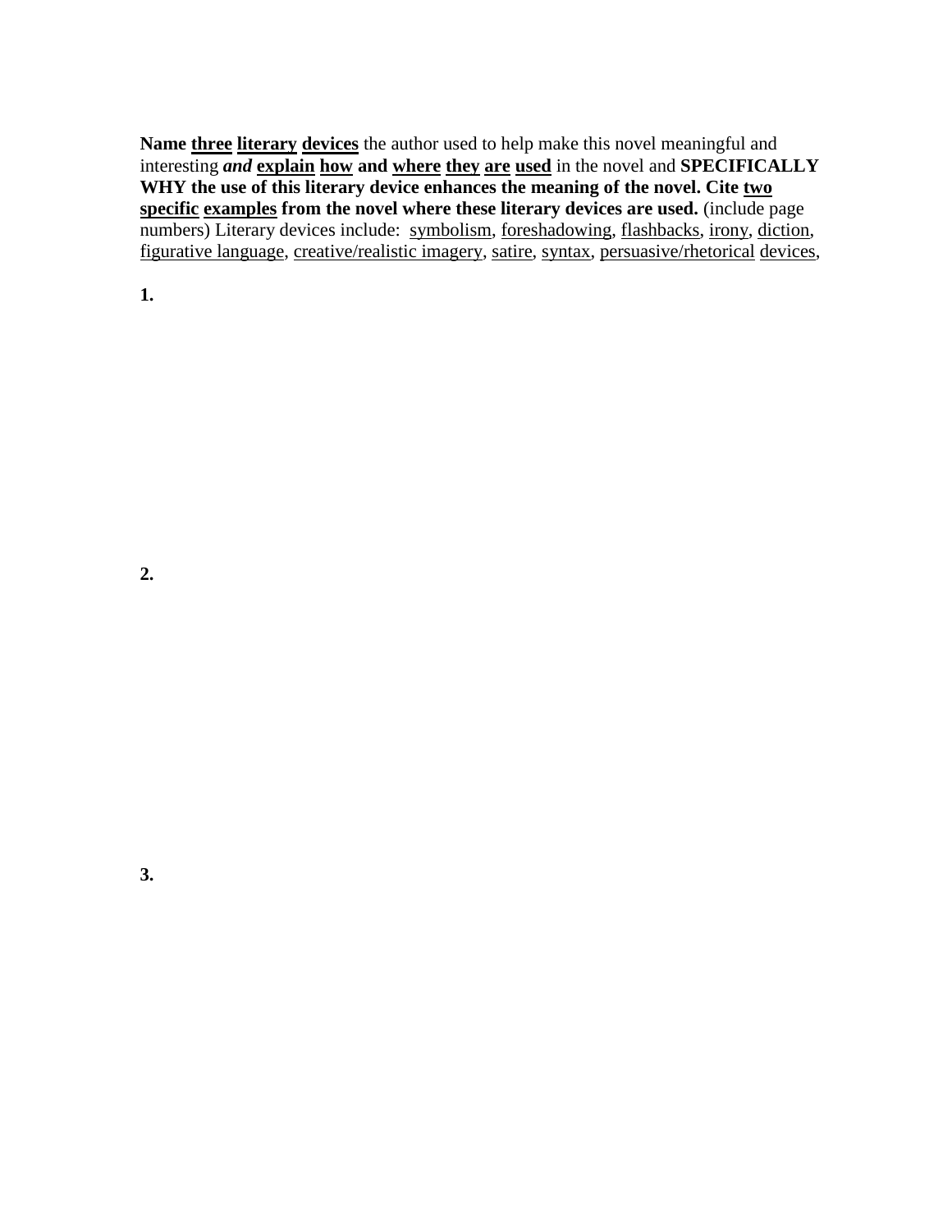**Name <u>three</u> <u>literary</u> <u>devices</u>** the author used to help make this novel meaningful and interesting ***and*** **<u>explain</u> <u>how</u> and <u>where</u> <u>they</u> <u>are</u> <u>used</u>** in the novel and **SPECIFICALLY WHY the use of this literary device enhances the meaning of the novel. Cite <u>two</u> <u>specific</u> <u>examples</u> from the novel where these literary devices are used.** (include page numbers) Literary devices include: <u>symbolism</u>, <u>foreshadowing</u>, <u>flashbacks</u>, <u>irony</u>, <u>diction</u>, <u>figurative language</u>, <u>creative/realistic imagery</u>, <u>satire</u>, <u>syntax</u>, <u>persuasive/rhetorical</u> <u>devices</u>,

**1.**

**2.**

**3.**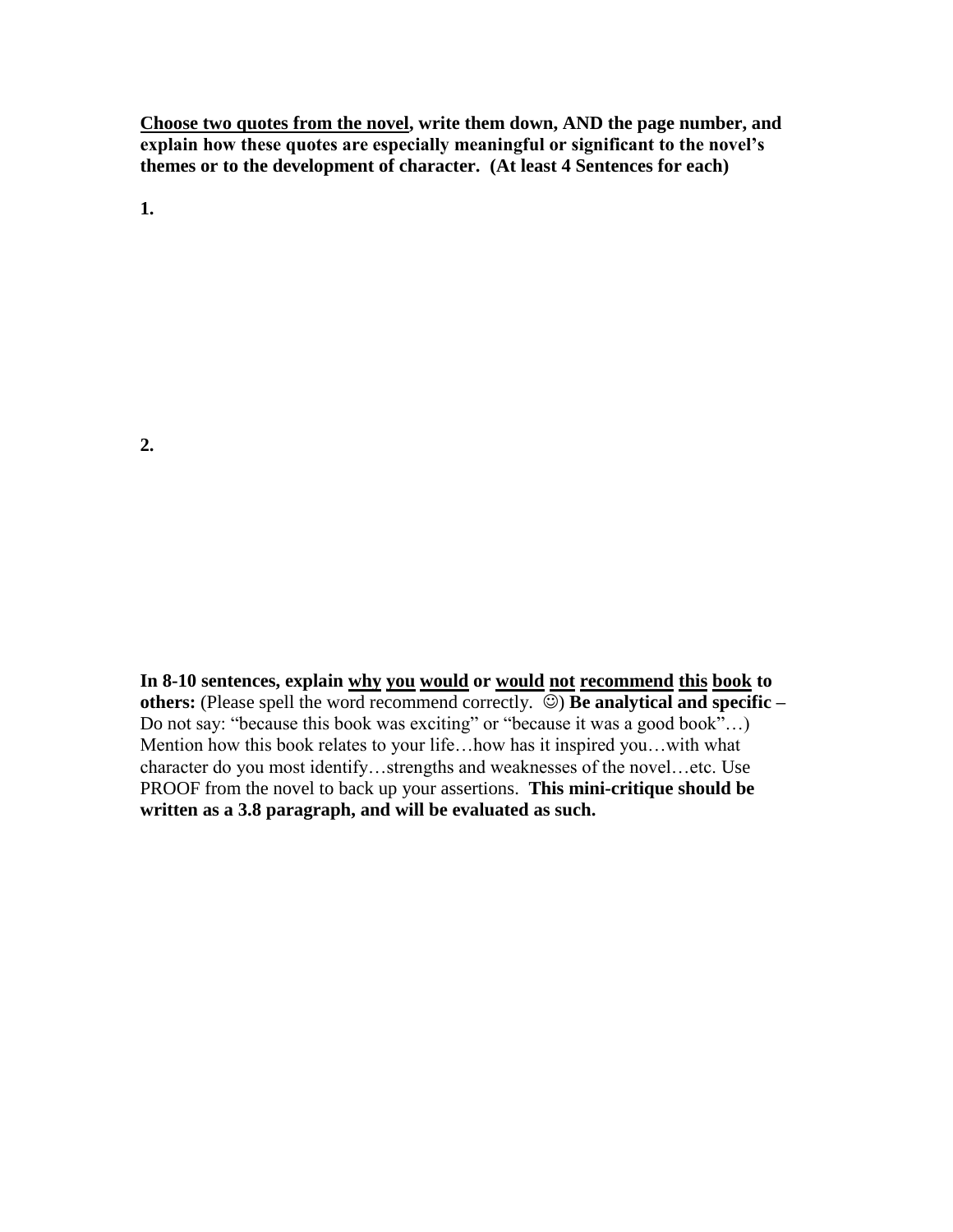**<u>Choose two quotes from the novel</u>, write them down, AND the page number, and explain how these quotes are especially meaningful or significant to the novel's themes or to the development of character. (At least 4 Sentences for each)**

**1.**

**2.**

**In 8-10 sentences, explain <u>why</u> <u>you</u> <u>would</u> or <u>would</u> <u>not</u> <u>recommend</u> <u>this</u> <u>book</u> to others:** (Please spell the word recommend correctly. ☺) **Be analytical and specific –** Do not say: "because this book was exciting" or "because it was a good book"…) Mention how this book relates to your life…how has it inspired you…with what character do you most identify…strengths and weaknesses of the novel…etc. Use PROOF from the novel to back up your assertions. **This mini-critique should be written as a 3.8 paragraph, and will be evaluated as such.**